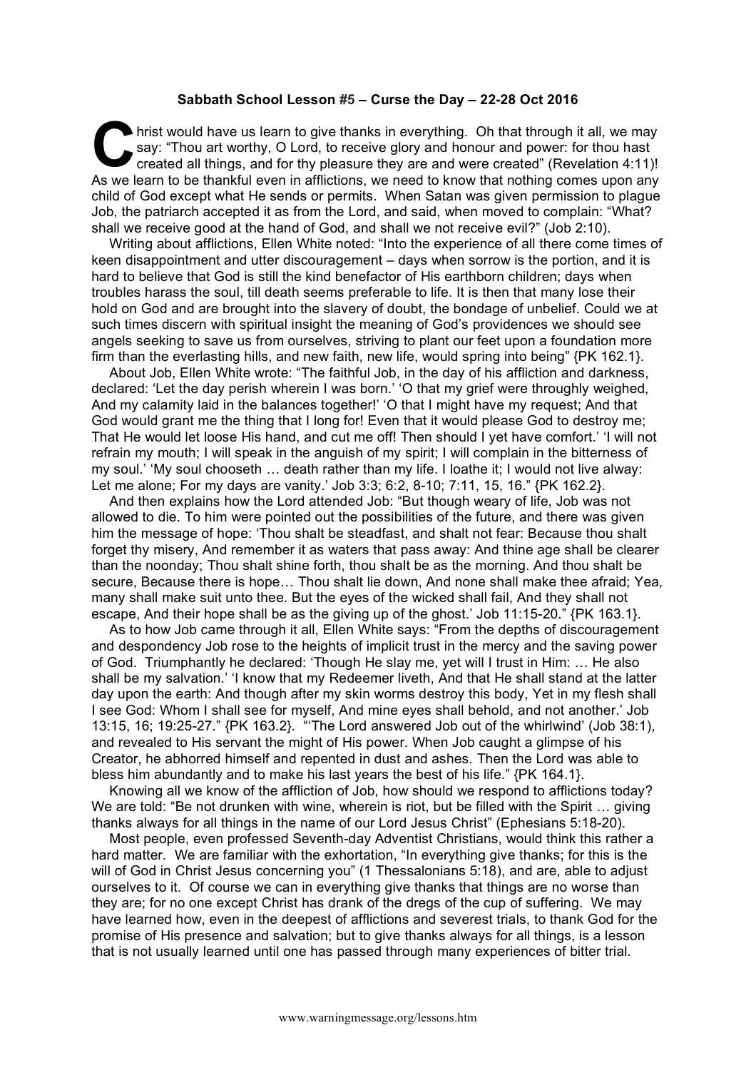**Sabbath School Lesson #5 – Curse the Day – 22-28 Oct 2016**

Christ would have us learn to give thanks in everything. Oh that through it all, we may say: "Thou art worthy, O Lord, to receive glory and honour and power: for thou hast created all things, and for thy pleasure they are and were created" (Revelation 4:11)! As we learn to be thankful even in afflictions, we need to know that nothing comes upon any child of God except what He sends or permits. When Satan was given permission to plague Job, the patriarch accepted it as from the Lord, and said, when moved to complain: "What? shall we receive good at the hand of God, and shall we not receive evil?" (Job 2:10).

Writing about afflictions, Ellen White noted: "Into the experience of all there come times of keen disappointment and utter discouragement – days when sorrow is the portion, and it is hard to believe that God is still the kind benefactor of His earthborn children; days when troubles harass the soul, till death seems preferable to life. It is then that many lose their hold on God and are brought into the slavery of doubt, the bondage of unbelief. Could we at such times discern with spiritual insight the meaning of God's providences we should see angels seeking to save us from ourselves, striving to plant our feet upon a foundation more firm than the everlasting hills, and new faith, new life, would spring into being" {PK 162.1}.

About Job, Ellen White wrote: "The faithful Job, in the day of his affliction and darkness, declared: 'Let the day perish wherein I was born.' 'O that my grief were throughly weighed, And my calamity laid in the balances together!' 'O that I might have my request; And that God would grant me the thing that I long for! Even that it would please God to destroy me; That He would let loose His hand, and cut me off! Then should I yet have comfort.' 'I will not refrain my mouth; I will speak in the anguish of my spirit; I will complain in the bitterness of my soul.' 'My soul chooseth … death rather than my life. I loathe it; I would not live alway: Let me alone; For my days are vanity.' Job 3:3; 6:2, 8-10; 7:11, 15, 16." {PK 162.2}.

And then explains how the Lord attended Job: "But though weary of life, Job was not allowed to die. To him were pointed out the possibilities of the future, and there was given him the message of hope: 'Thou shalt be steadfast, and shalt not fear: Because thou shalt forget thy misery, And remember it as waters that pass away: And thine age shall be clearer than the noonday; Thou shalt shine forth, thou shalt be as the morning. And thou shalt be secure, Because there is hope… Thou shalt lie down, And none shall make thee afraid; Yea, many shall make suit unto thee. But the eyes of the wicked shall fail, And they shall not escape, And their hope shall be as the giving up of the ghost.' Job 11:15-20." {PK 163.1}.

As to how Job came through it all, Ellen White says: "From the depths of discouragement and despondency Job rose to the heights of implicit trust in the mercy and the saving power of God. Triumphantly he declared: 'Though He slay me, yet will I trust in Him: … He also shall be my salvation.' 'I know that my Redeemer liveth, And that He shall stand at the latter day upon the earth: And though after my skin worms destroy this body, Yet in my flesh shall I see God: Whom I shall see for myself, And mine eyes shall behold, and not another.' Job 13:15, 16; 19:25-27." {PK 163.2}. "'The Lord answered Job out of the whirlwind' (Job 38:1), and revealed to His servant the might of His power. When Job caught a glimpse of his Creator, he abhorred himself and repented in dust and ashes. Then the Lord was able to bless him abundantly and to make his last years the best of his life." {PK 164.1}.

Knowing all we know of the affliction of Job, how should we respond to afflictions today? We are told: "Be not drunken with wine, wherein is riot, but be filled with the Spirit … giving thanks always for all things in the name of our Lord Jesus Christ" (Ephesians 5:18-20).

Most people, even professed Seventh-day Adventist Christians, would think this rather a hard matter. We are familiar with the exhortation, "In everything give thanks; for this is the will of God in Christ Jesus concerning you" (1 Thessalonians 5:18), and are, able to adjust ourselves to it. Of course we can in everything give thanks that things are no worse than they are; for no one except Christ has drank of the dregs of the cup of suffering. We may have learned how, even in the deepest of afflictions and severest trials, to thank God for the promise of His presence and salvation; but to give thanks always for all things, is a lesson that is not usually learned until one has passed through many experiences of bitter trial.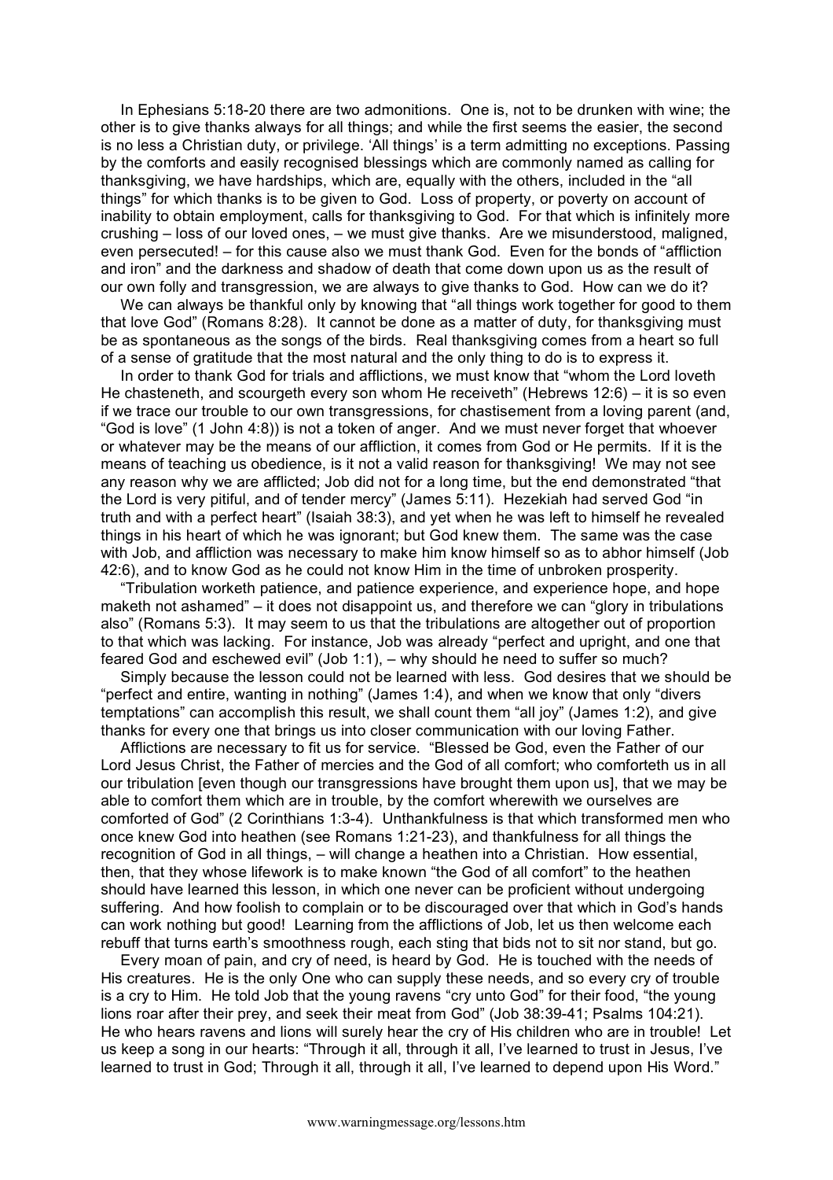In Ephesians 5:18-20 there are two admonitions. One is, not to be drunken with wine; the other is to give thanks always for all things; and while the first seems the easier, the second is no less a Christian duty, or privilege. 'All things' is a term admitting no exceptions. Passing by the comforts and easily recognised blessings which are commonly named as calling for thanksgiving, we have hardships, which are, equally with the others, included in the "all things" for which thanks is to be given to God. Loss of property, or poverty on account of inability to obtain employment, calls for thanksgiving to God. For that which is infinitely more crushing – loss of our loved ones, – we must give thanks. Are we misunderstood, maligned, even persecuted! – for this cause also we must thank God. Even for the bonds of "affliction and iron" and the darkness and shadow of death that come down upon us as the result of our own folly and transgression, we are always to give thanks to God. How can we do it?

We can always be thankful only by knowing that "all things work together for good to them that love God" (Romans 8:28). It cannot be done as a matter of duty, for thanksgiving must be as spontaneous as the songs of the birds. Real thanksgiving comes from a heart so full of a sense of gratitude that the most natural and the only thing to do is to express it.

In order to thank God for trials and afflictions, we must know that "whom the Lord loveth He chasteneth, and scourgeth every son whom He receiveth" (Hebrews 12:6) – it is so even if we trace our trouble to our own transgressions, for chastisement from a loving parent (and, "God is love" (1 John 4:8)) is not a token of anger. And we must never forget that whoever or whatever may be the means of our affliction, it comes from God or He permits. If it is the means of teaching us obedience, is it not a valid reason for thanksgiving! We may not see any reason why we are afflicted; Job did not for a long time, but the end demonstrated "that the Lord is very pitiful, and of tender mercy" (James 5:11). Hezekiah had served God "in truth and with a perfect heart" (Isaiah 38:3), and yet when he was left to himself he revealed things in his heart of which he was ignorant; but God knew them. The same was the case with Job, and affliction was necessary to make him know himself so as to abhor himself (Job 42:6), and to know God as he could not know Him in the time of unbroken prosperity.

"Tribulation worketh patience, and patience experience, and experience hope, and hope maketh not ashamed" – it does not disappoint us, and therefore we can "glory in tribulations also" (Romans 5:3). It may seem to us that the tribulations are altogether out of proportion to that which was lacking. For instance, Job was already "perfect and upright, and one that feared God and eschewed evil" (Job 1:1), – why should he need to suffer so much?

Simply because the lesson could not be learned with less. God desires that we should be "perfect and entire, wanting in nothing" (James 1:4), and when we know that only "divers temptations" can accomplish this result, we shall count them "all joy" (James 1:2), and give thanks for every one that brings us into closer communication with our loving Father.

Afflictions are necessary to fit us for service. "Blessed be God, even the Father of our Lord Jesus Christ, the Father of mercies and the God of all comfort; who comforteth us in all our tribulation [even though our transgressions have brought them upon us], that we may be able to comfort them which are in trouble, by the comfort wherewith we ourselves are comforted of God" (2 Corinthians 1:3-4). Unthankfulness is that which transformed men who once knew God into heathen (see Romans 1:21-23), and thankfulness for all things the recognition of God in all things, – will change a heathen into a Christian. How essential, then, that they whose lifework is to make known "the God of all comfort" to the heathen should have learned this lesson, in which one never can be proficient without undergoing suffering. And how foolish to complain or to be discouraged over that which in God's hands can work nothing but good! Learning from the afflictions of Job, let us then welcome each rebuff that turns earth's smoothness rough, each sting that bids not to sit nor stand, but go.

Every moan of pain, and cry of need, is heard by God. He is touched with the needs of His creatures. He is the only One who can supply these needs, and so every cry of trouble is a cry to Him. He told Job that the young ravens "cry unto God" for their food, "the young lions roar after their prey, and seek their meat from God" (Job 38:39-41; Psalms 104:21). He who hears ravens and lions will surely hear the cry of His children who are in trouble! Let us keep a song in our hearts: "Through it all, through it all, I've learned to trust in Jesus, I've learned to trust in God; Through it all, through it all, I've learned to depend upon His Word."

www.warningmessage.org/lessons.htm